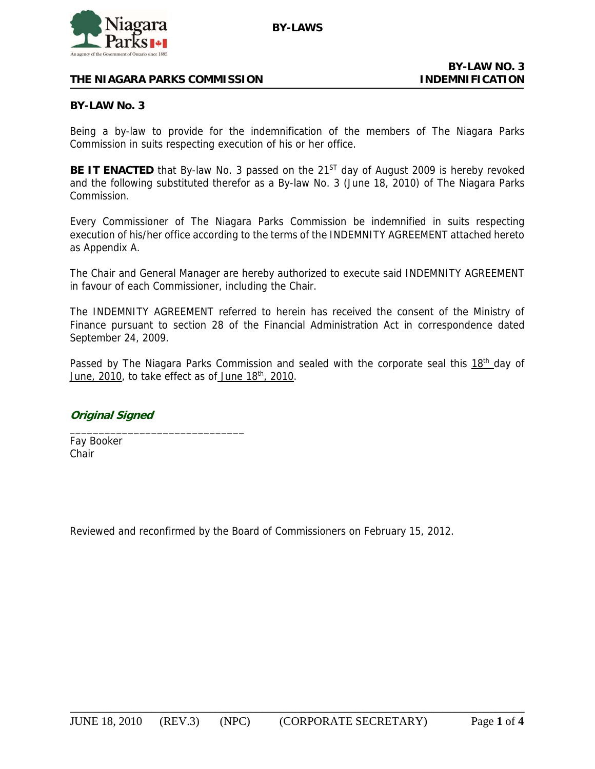**THE NIAGARA PARKS COMMISSION** | **BY-LAW NO. 3 INDEMNIFICATION**

## BY-LAW No. 3

Being a by-law to provide for the indemnification of the members of The Niagara Parks Commission in suits respecting execution of his or her office.

**BE IT ENACTED** that By-law No. 3 passed on the 21ST day of August 2009 is hereby revoked and the following substituted therefor as a By-law No. 3 (June 18, 2010) of The Niagara Parks Commission.

Every Commissioner of The Niagara Parks Commission be indemnified in suits respecting execution of his/her office according to the terms of the INDEMNITY AGREEMENT attached hereto as Appendix A.

The Chair and General Manager are hereby authorized to execute said INDEMNITY AGREEMENT in favour of each Commissioner, including the Chair.

The INDEMNITY AGREEMENT referred to herein has received the consent of the Ministry of Finance pursuant to section 28 of the Financial Administration Act in correspondence dated September 24, 2009.

Passed by The Niagara Parks Commission and sealed with the corporate seal this 18th day of June, 2010, to take effect as of June 18th, 2010.

***Original Signed***

\_\_\_\_\_\_\_\_\_\_\_\_\_\_\_\_\_\_\_\_\_\_\_\_\_\_\_\_\_\_

Fay Booker
Chair

Reviewed and reconfirmed by the Board of Commissioners on February 15, 2012.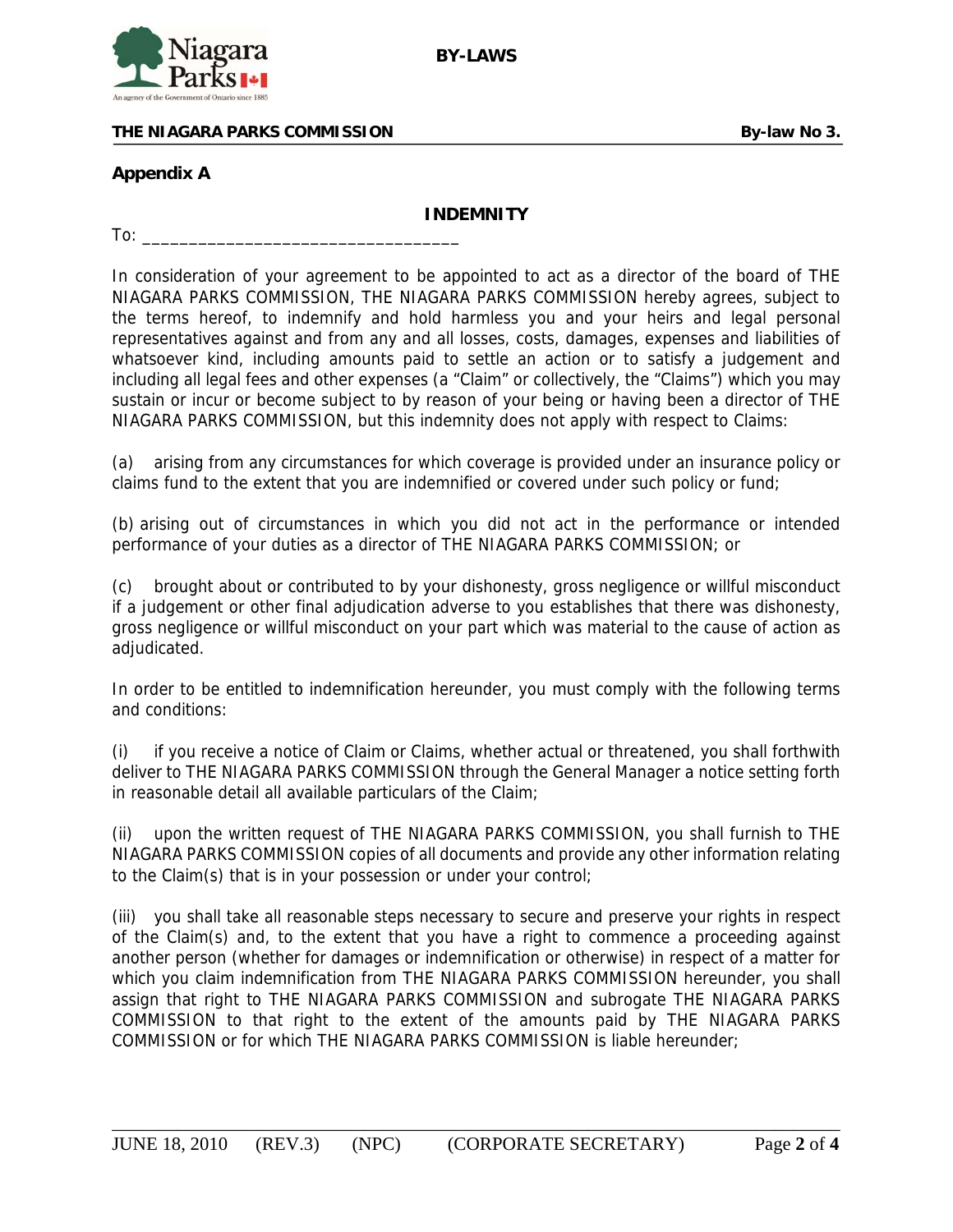## Appendix A

### INDEMNITY

To: _________________________________

In consideration of your agreement to be appointed to act as a director of the board of THE NIAGARA PARKS COMMISSION, THE NIAGARA PARKS COMMISSION hereby agrees, subject to the terms hereof, to indemnify and hold harmless you and your heirs and legal personal representatives against and from any and all losses, costs, damages, expenses and liabilities of whatsoever kind, including amounts paid to settle an action or to satisfy a judgement and including all legal fees and other expenses (a "Claim" or collectively, the "Claims") which you may sustain or incur or become subject to by reason of your being or having been a director of THE NIAGARA PARKS COMMISSION, but this indemnity does not apply with respect to Claims:

(a) arising from any circumstances for which coverage is provided under an insurance policy or claims fund to the extent that you are indemnified or covered under such policy or fund;

(b) arising out of circumstances in which you did not act in the performance or intended performance of your duties as a director of THE NIAGARA PARKS COMMISSION; or

(c) brought about or contributed to by your dishonesty, gross negligence or willful misconduct if a judgement or other final adjudication adverse to you establishes that there was dishonesty, gross negligence or willful misconduct on your part which was material to the cause of action as adjudicated.

In order to be entitled to indemnification hereunder, you must comply with the following terms and conditions:

(i) if you receive a notice of Claim or Claims, whether actual or threatened, you shall forthwith deliver to THE NIAGARA PARKS COMMISSION through the General Manager a notice setting forth in reasonable detail all available particulars of the Claim;

(ii) upon the written request of THE NIAGARA PARKS COMMISSION, you shall furnish to THE NIAGARA PARKS COMMISSION copies of all documents and provide any other information relating to the Claim(s) that is in your possession or under your control;

(iii) you shall take all reasonable steps necessary to secure and preserve your rights in respect of the Claim(s) and, to the extent that you have a right to commence a proceeding against another person (whether for damages or indemnification or otherwise) in respect of a matter for which you claim indemnification from THE NIAGARA PARKS COMMISSION hereunder, you shall assign that right to THE NIAGARA PARKS COMMISSION and subrogate THE NIAGARA PARKS COMMISSION to that right to the extent of the amounts paid by THE NIAGARA PARKS COMMISSION or for which THE NIAGARA PARKS COMMISSION is liable hereunder;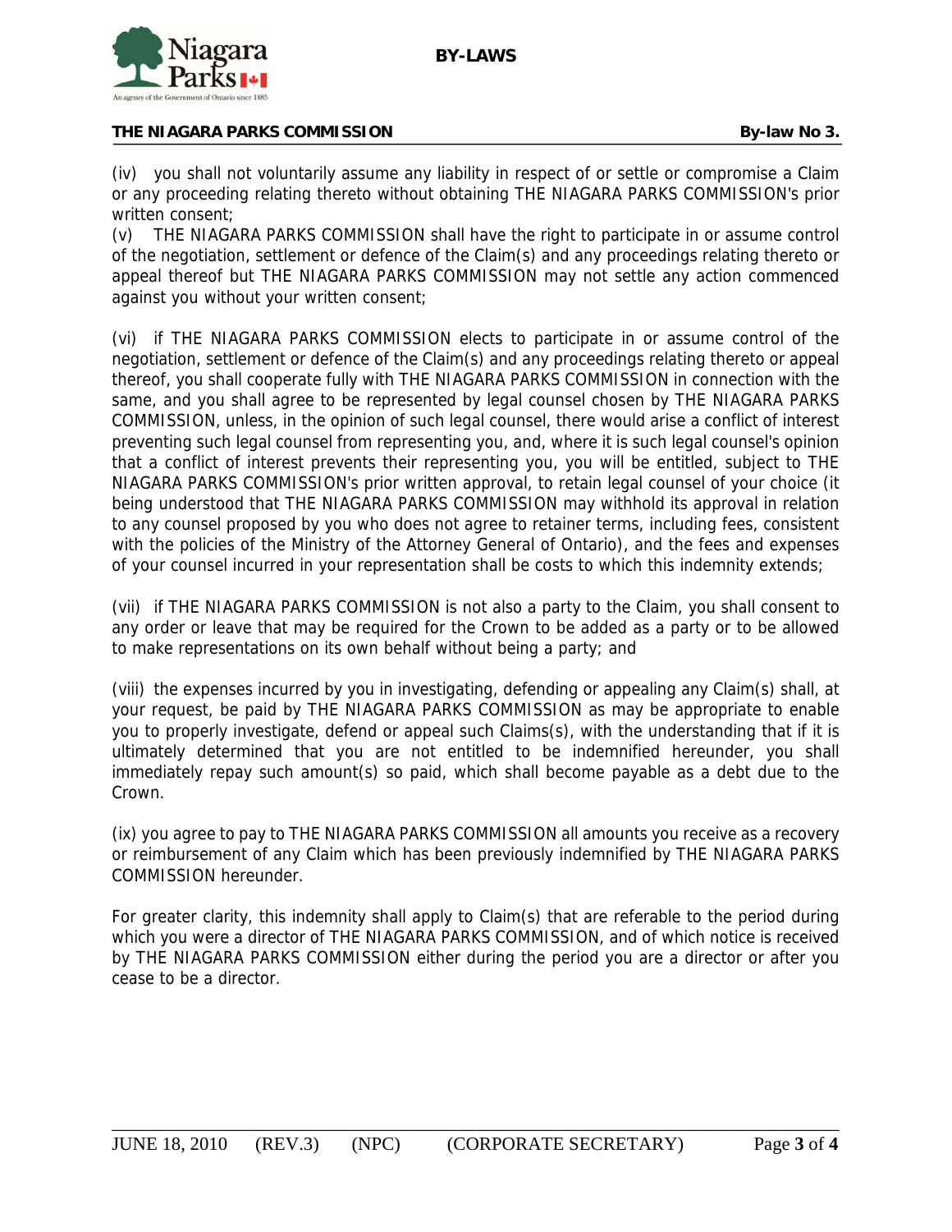(iv) you shall not voluntarily assume any liability in respect of or settle or compromise a Claim or any proceeding relating thereto without obtaining THE NIAGARA PARKS COMMISSION's prior written consent;

(v) THE NIAGARA PARKS COMMISSION shall have the right to participate in or assume control of the negotiation, settlement or defence of the Claim(s) and any proceedings relating thereto or appeal thereof but THE NIAGARA PARKS COMMISSION may not settle any action commenced against you without your written consent;

(vi) if THE NIAGARA PARKS COMMISSION elects to participate in or assume control of the negotiation, settlement or defence of the Claim(s) and any proceedings relating thereto or appeal thereof, you shall cooperate fully with THE NIAGARA PARKS COMMISSION in connection with the same, and you shall agree to be represented by legal counsel chosen by THE NIAGARA PARKS COMMISSION, unless, in the opinion of such legal counsel, there would arise a conflict of interest preventing such legal counsel from representing you, and, where it is such legal counsel's opinion that a conflict of interest prevents their representing you, you will be entitled, subject to THE NIAGARA PARKS COMMISSION's prior written approval, to retain legal counsel of your choice (it being understood that THE NIAGARA PARKS COMMISSION may withhold its approval in relation to any counsel proposed by you who does not agree to retainer terms, including fees, consistent with the policies of the Ministry of the Attorney General of Ontario), and the fees and expenses of your counsel incurred in your representation shall be costs to which this indemnity extends;

(vii) if THE NIAGARA PARKS COMMISSION is not also a party to the Claim, you shall consent to any order or leave that may be required for the Crown to be added as a party or to be allowed to make representations on its own behalf without being a party; and

(viii) the expenses incurred by you in investigating, defending or appealing any Claim(s) shall, at your request, be paid by THE NIAGARA PARKS COMMISSION as may be appropriate to enable you to properly investigate, defend or appeal such Claims(s), with the understanding that if it is ultimately determined that you are not entitled to be indemnified hereunder, you shall immediately repay such amount(s) so paid, which shall become payable as a debt due to the Crown.

(ix) you agree to pay to THE NIAGARA PARKS COMMISSION all amounts you receive as a recovery or reimbursement of any Claim which has been previously indemnified by THE NIAGARA PARKS COMMISSION hereunder.

For greater clarity, this indemnity shall apply to Claim(s) that are referable to the period during which you were a director of THE NIAGARA PARKS COMMISSION, and of which notice is received by THE NIAGARA PARKS COMMISSION either during the period you are a director or after you cease to be a director.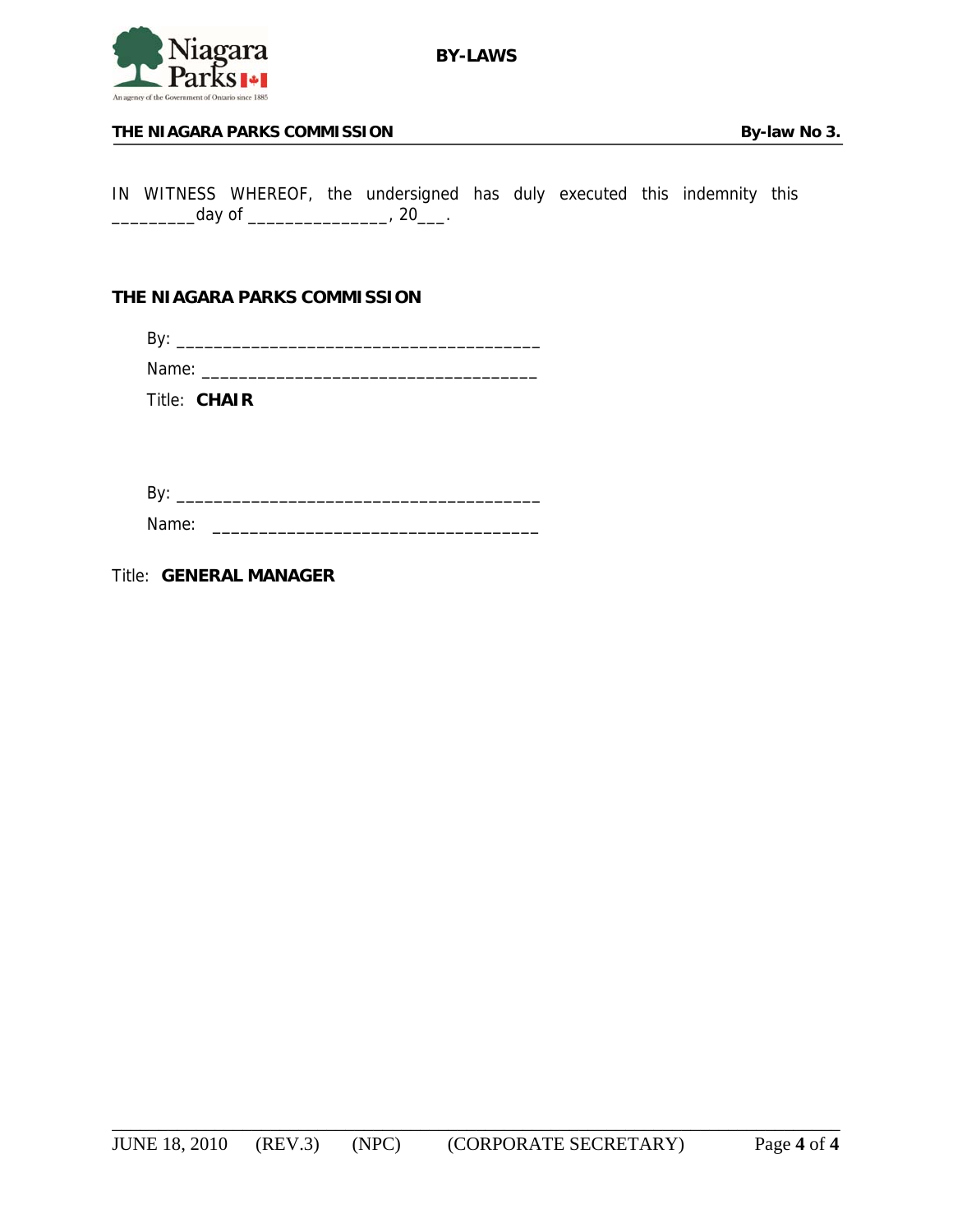IN WITNESS WHEREOF, the undersigned has duly executed this indemnity this _________day of _______________, 20___.

**THE NIAGARA PARKS COMMISSION**

By: ______________________________________

Name: ___________________________________

Title: **CHAIR**

By: ______________________________________

Name: ___________________________________

Title: **GENERAL MANAGER**